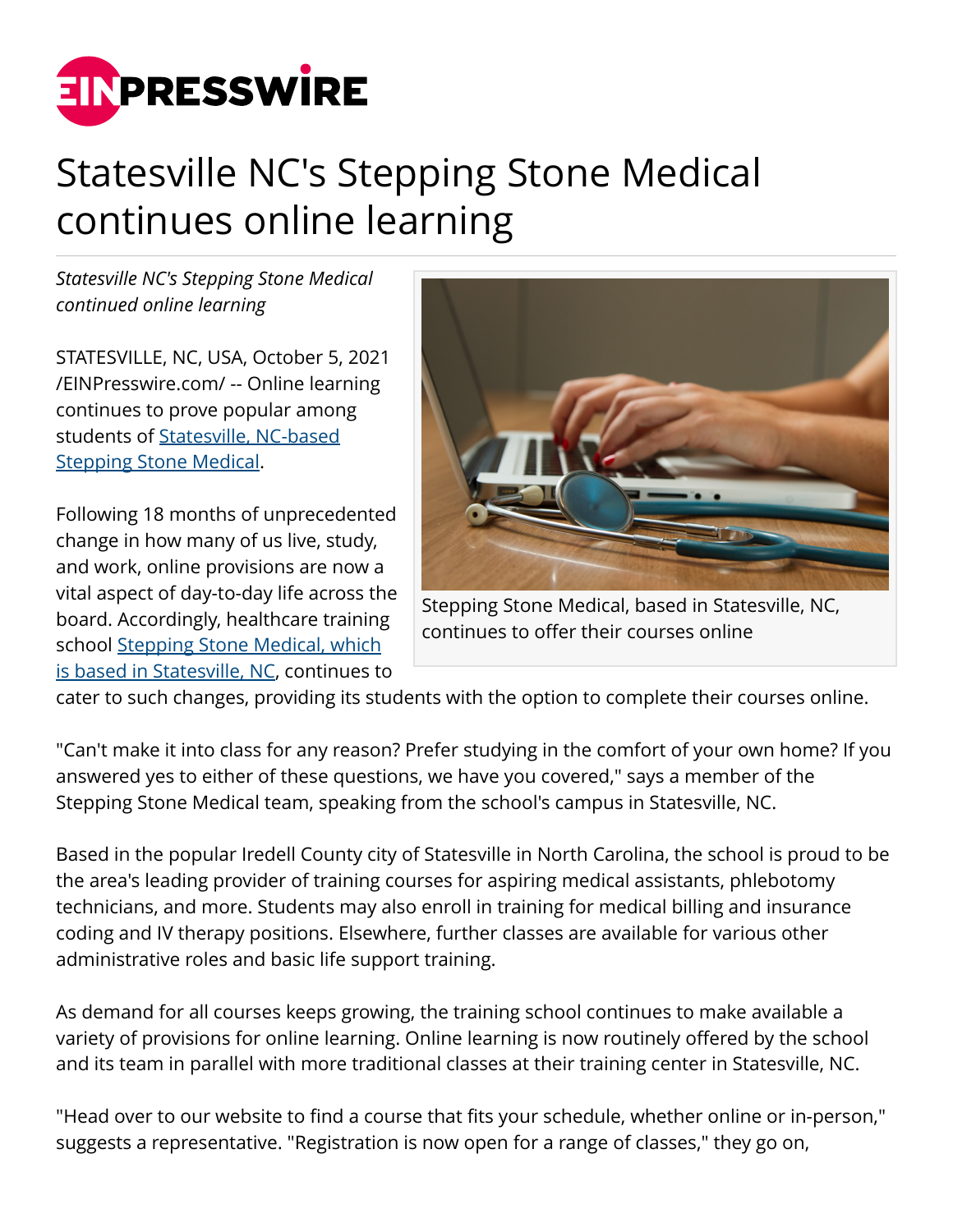# Statesville NC's Stepping Stone Medical continues online learning

*Statesville NC's Stepping Stone Medical continued online learning*

Stepping Stone Medical, based in Statesville, NC, continues to offer their courses online

STATESVILLE, NC, USA, October 5, 2021 /EINPresswire.com/ -- Online learning continues to prove popular among students of Statesville, NC-based Stepping Stone Medical.

Following 18 months of unprecedented change in how many of us live, study, and work, online provisions are now a vital aspect of day-to-day life across the board. Accordingly, healthcare training school Stepping Stone Medical, which is based in Statesville, NC, continues to cater to such changes, providing its students with the option to complete their courses online.

"Can't make it into class for any reason? Prefer studying in the comfort of your own home? If you answered yes to either of these questions, we have you covered," says a member of the Stepping Stone Medical team, speaking from the school's campus in Statesville, NC.

Based in the popular Iredell County city of Statesville in North Carolina, the school is proud to be the area's leading provider of training courses for aspiring medical assistants, phlebotomy technicians, and more. Students may also enroll in training for medical billing and insurance coding and IV therapy positions. Elsewhere, further classes are available for various other administrative roles and basic life support training.

As demand for all courses keeps growing, the training school continues to make available a variety of provisions for online learning. Online learning is now routinely offered by the school and its team in parallel with more traditional classes at their training center in Statesville, NC.

"Head over to our website to find a course that fits your schedule, whether online or in-person," suggests a representative. "Registration is now open for a range of classes," they go on,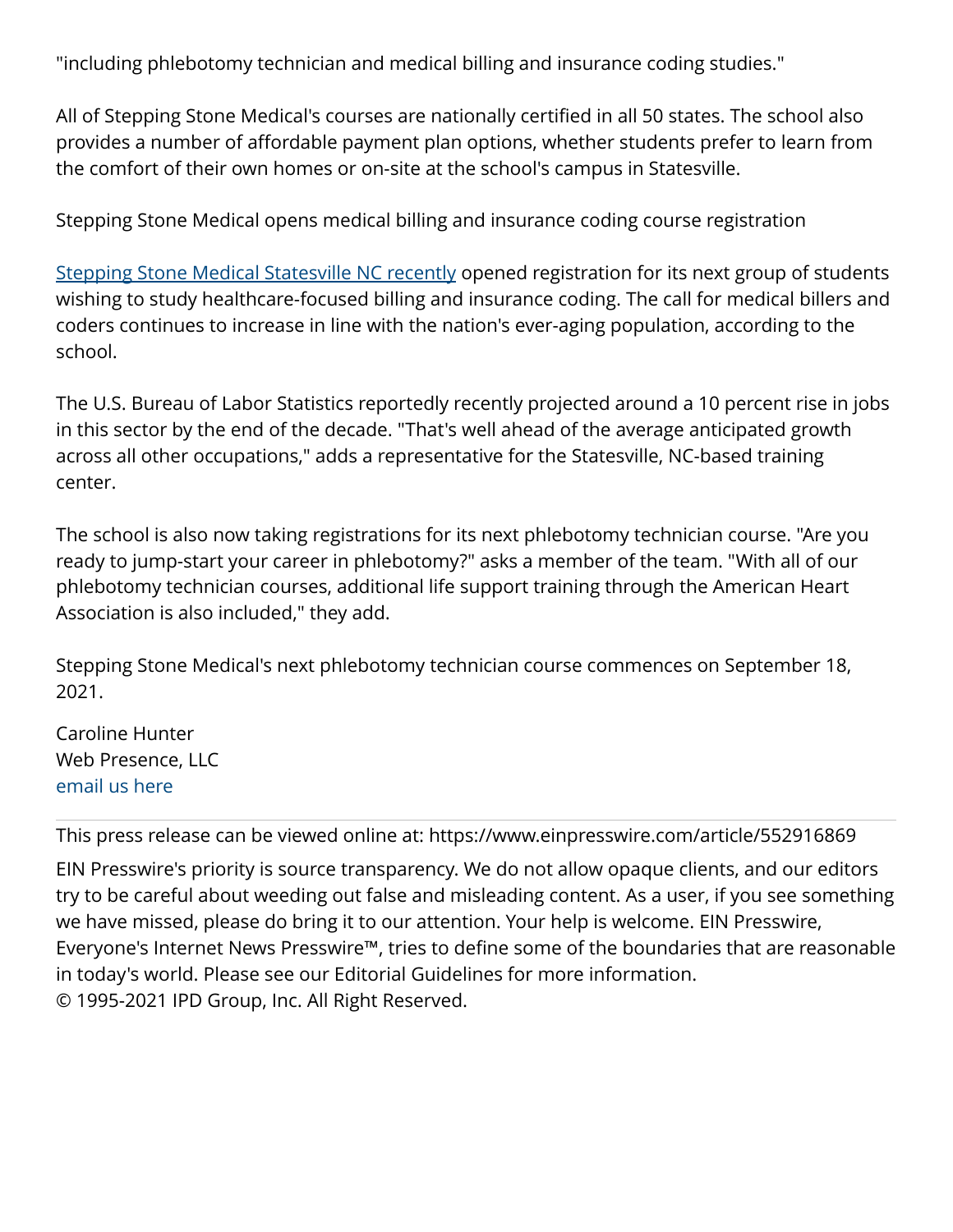"including phlebotomy technician and medical billing and insurance coding studies."

All of Stepping Stone Medical's courses are nationally certified in all 50 states. The school also provides a number of affordable payment plan options, whether students prefer to learn from the comfort of their own homes or on-site at the school's campus in Statesville.

Stepping Stone Medical opens medical billing and insurance coding course registration

Stepping Stone Medical Statesville NC recently opened registration for its next group of students wishing to study healthcare-focused billing and insurance coding. The call for medical billers and coders continues to increase in line with the nation's ever-aging population, according to the school.

The U.S. Bureau of Labor Statistics reportedly recently projected around a 10 percent rise in jobs in this sector by the end of the decade. "That's well ahead of the average anticipated growth across all other occupations," adds a representative for the Statesville, NC-based training center.

The school is also now taking registrations for its next phlebotomy technician course. "Are you ready to jump-start your career in phlebotomy?" asks a member of the team. "With all of our phlebotomy technician courses, additional life support training through the American Heart Association is also included," they add.

Stepping Stone Medical's next phlebotomy technician course commences on September 18, 2021.

Caroline Hunter
Web Presence, LLC
email us here

---

This press release can be viewed online at: https://www.einpresswire.com/article/552916869

EIN Presswire's priority is source transparency. We do not allow opaque clients, and our editors try to be careful about weeding out false and misleading content. As a user, if you see something we have missed, please do bring it to our attention. Your help is welcome. EIN Presswire, Everyone's Internet News Presswire™, tries to define some of the boundaries that are reasonable in today's world. Please see our Editorial Guidelines for more information.
© 1995-2021 IPD Group, Inc. All Right Reserved.